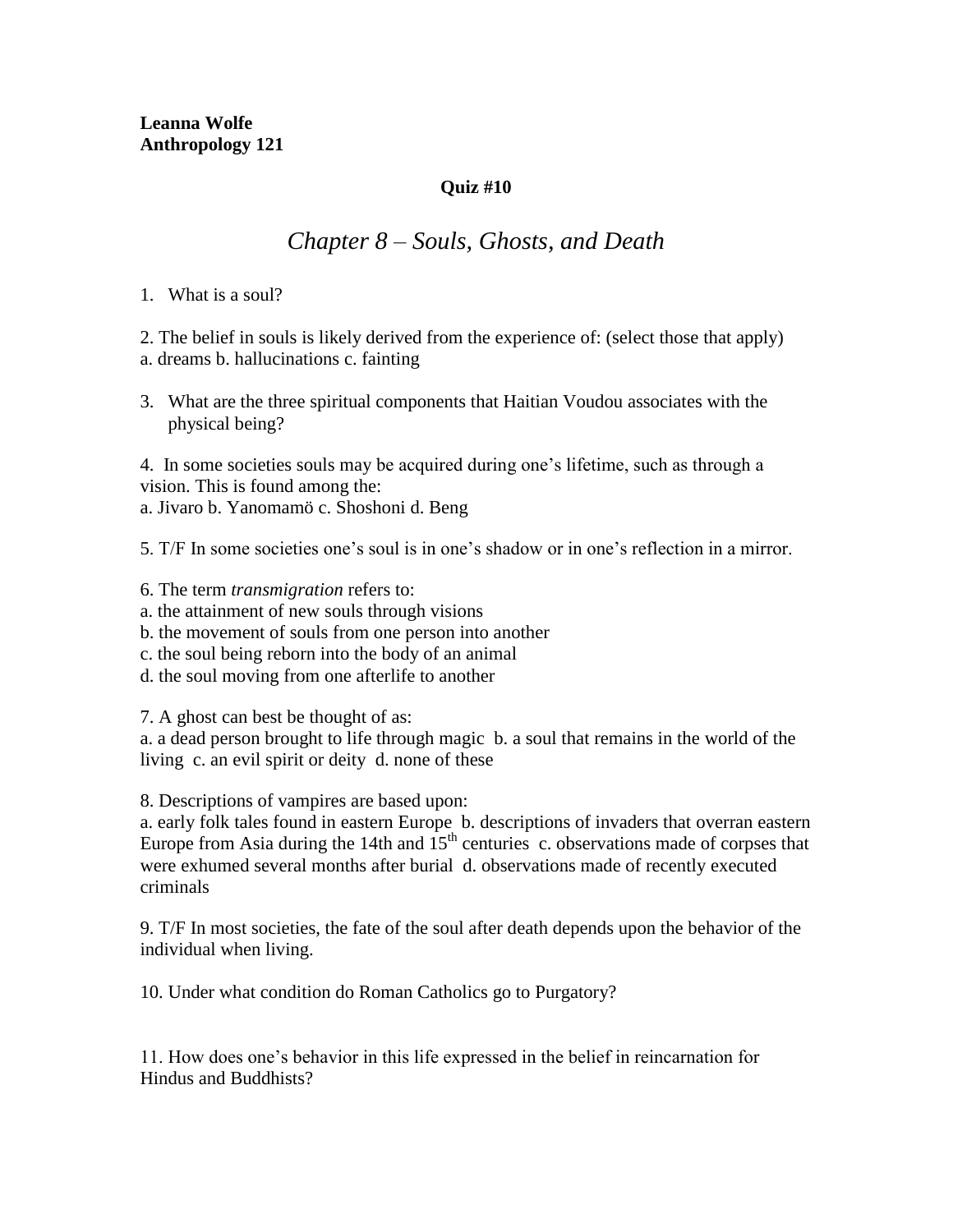**Leanna Wolfe**
**Anthropology 121**

**Quiz #10**

# *Chapter 8 – Souls, Ghosts, and Death*

1. What is a soul?

2. The belief in souls is likely derived from the experience of: (select those that apply)
a. dreams b. hallucinations c. fainting

3. What are the three spiritual components that Haitian Voudou associates with the physical being?

4. In some societies souls may be acquired during one's lifetime, such as through a vision. This is found among the:
a. Jivaro b. Yanomamö c. Shoshoni d. Beng

5. T/F In some societies one's soul is in one's shadow or in one's reflection in a mirror.

6. The term *transmigration* refers to:
a. the attainment of new souls through visions
b. the movement of souls from one person into another
c. the soul being reborn into the body of an animal
d. the soul moving from one afterlife to another

7. A ghost can best be thought of as:
a. a dead person brought to life through magic b. a soul that remains in the world of the living c. an evil spirit or deity d. none of these

8. Descriptions of vampires are based upon:
a. early folk tales found in eastern Europe b. descriptions of invaders that overran eastern Europe from Asia during the 14th and 15th centuries c. observations made of corpses that were exhumed several months after burial d. observations made of recently executed criminals

9. T/F In most societies, the fate of the soul after death depends upon the behavior of the individual when living.

10. Under what condition do Roman Catholics go to Purgatory?

11. How does one's behavior in this life expressed in the belief in reincarnation for Hindus and Buddhists?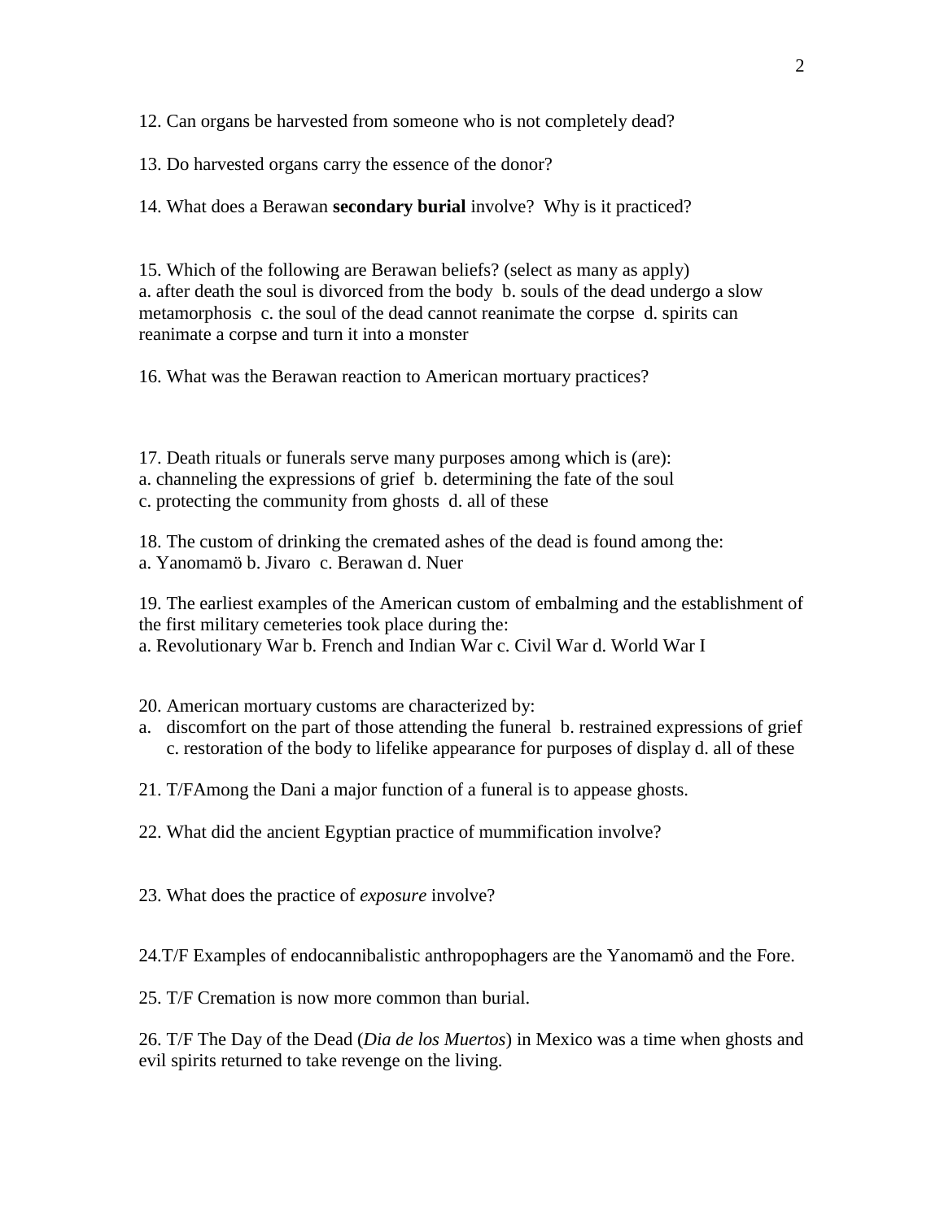12. Can organs be harvested from someone who is not completely dead?

13. Do harvested organs carry the essence of the donor?

14. What does a Berawan **secondary burial** involve? Why is it practiced?

15. Which of the following are Berawan beliefs? (select as many as apply)
a. after death the soul is divorced from the body b. souls of the dead undergo a slow metamorphosis c. the soul of the dead cannot reanimate the corpse d. spirits can reanimate a corpse and turn it into a monster

16. What was the Berawan reaction to American mortuary practices?

17. Death rituals or funerals serve many purposes among which is (are):
a. channeling the expressions of grief b. determining the fate of the soul
c. protecting the community from ghosts d. all of these

18. The custom of drinking the cremated ashes of the dead is found among the:
a. Yanomamö b. Jivaro c. Berawan d. Nuer

19. The earliest examples of the American custom of embalming and the establishment of the first military cemeteries took place during the:
a. Revolutionary War b. French and Indian War c. Civil War d. World War I

20. American mortuary customs are characterized by:
a. discomfort on the part of those attending the funeral b. restrained expressions of grief c. restoration of the body to lifelike appearance for purposes of display d. all of these

21. T/FAmong the Dani a major function of a funeral is to appease ghosts.

22. What did the ancient Egyptian practice of mummification involve?

23. What does the practice of *exposure* involve?

24.T/F Examples of endocannibalistic anthropophagers are the Yanomamö and the Fore.

25. T/F Cremation is now more common than burial.

26. T/F The Day of the Dead (*Dia de los Muertos*) in Mexico was a time when ghosts and evil spirits returned to take revenge on the living.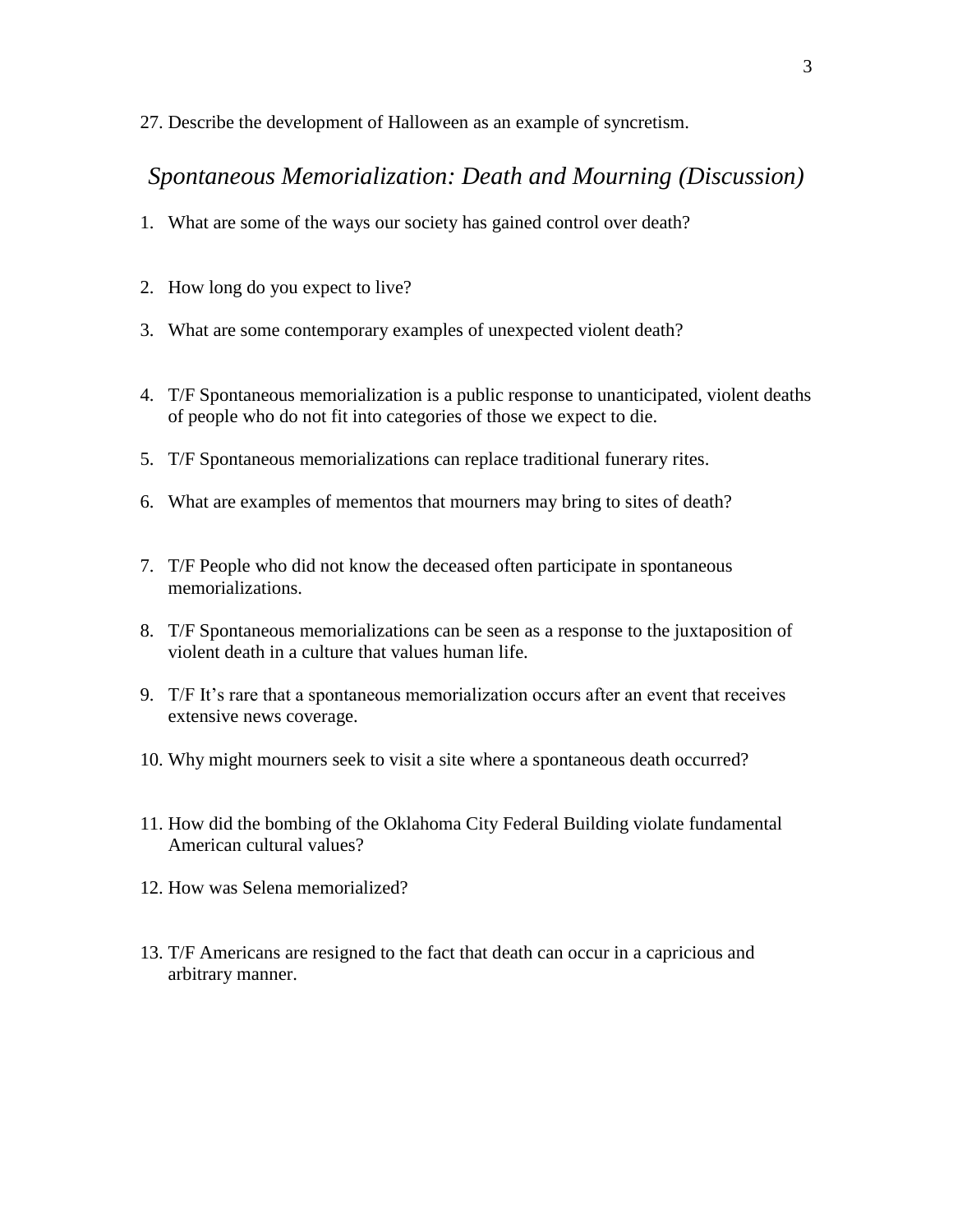27. Describe the development of Halloween as an example of syncretism.

## *Spontaneous Memorialization: Death and Mourning (Discussion)*

1. What are some of the ways our society has gained control over death?

2. How long do you expect to live?

3. What are some contemporary examples of unexpected violent death?

4. T/F Spontaneous memorialization is a public response to unanticipated, violent deaths of people who do not fit into categories of those we expect to die.

5. T/F Spontaneous memorializations can replace traditional funerary rites.

6. What are examples of mementos that mourners may bring to sites of death?

7. T/F People who did not know the deceased often participate in spontaneous memorializations.

8. T/F Spontaneous memorializations can be seen as a response to the juxtaposition of violent death in a culture that values human life.

9. T/F It's rare that a spontaneous memorialization occurs after an event that receives extensive news coverage.

10. Why might mourners seek to visit a site where a spontaneous death occurred?

11. How did the bombing of the Oklahoma City Federal Building violate fundamental American cultural values?

12. How was Selena memorialized?

13. T/F Americans are resigned to the fact that death can occur in a capricious and arbitrary manner.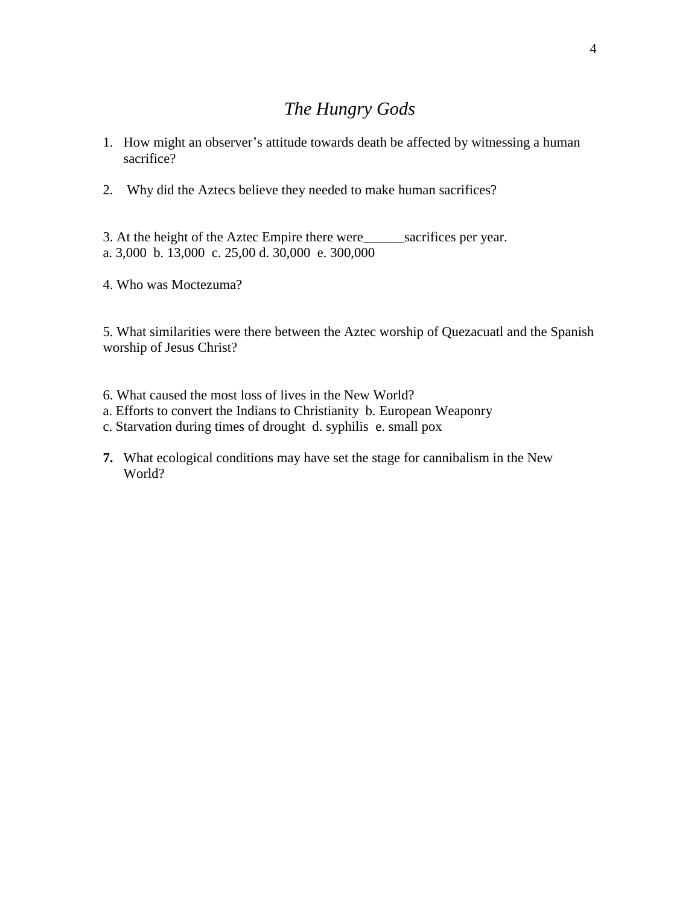# *The Hungry Gods*

1. How might an observer's attitude towards death be affected by witnessing a human sacrifice?

2. Why did the Aztecs believe they needed to make human sacrifices?

3. At the height of the Aztec Empire there were______sacrifices per year.
a. 3,000 b. 13,000 c. 25,00 d. 30,000 e. 300,000

4. Who was Moctezuma?

5. What similarities were there between the Aztec worship of Quezacuatl and the Spanish worship of Jesus Christ?

6. What caused the most loss of lives in the New World?
a. Efforts to convert the Indians to Christianity b. European Weaponry
c. Starvation during times of drought d. syphilis e. small pox

**7.** What ecological conditions may have set the stage for cannibalism in the New World?